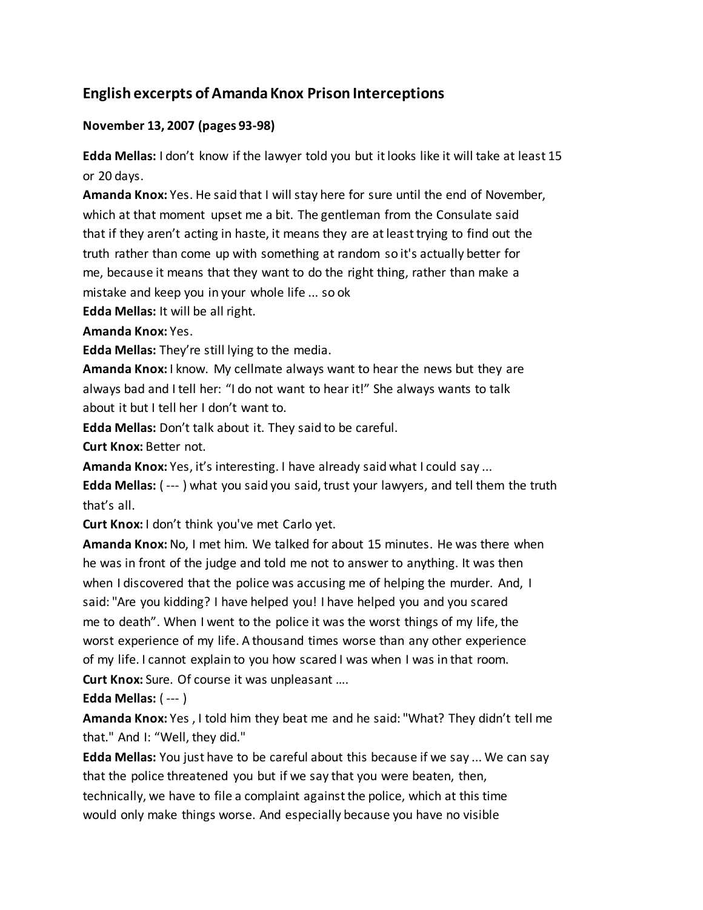## English excerpts of Amanda Knox Prison Interceptions

### November 13, 2007 (pages 93-98)

**Edda Mellas:** I don't know if the lawyer told you but it looks like it will take at least 15 or 20 days.

**Amanda Knox:** Yes. He said that I will stay here for sure until the end of November, which at that moment upset me a bit. The gentleman from the Consulate said that if they aren't acting in haste, it means they are at least trying to find out the truth rather than come up with something at random so it's actually better for me, because it means that they want to do the right thing, rather than make a mistake and keep you in your whole life ... so ok

**Edda Mellas:** It will be all right.

**Amanda Knox:** Yes.

**Edda Mellas:** They're still lying to the media.

**Amanda Knox:** I know. My cellmate always want to hear the news but they are always bad and I tell her: "I do not want to hear it!" She always wants to talk about it but I tell her I don't want to.

**Edda Mellas:** Don't talk about it. They said to be careful.

**Curt Knox:** Better not.

**Amanda Knox:** Yes, it's interesting. I have already said what I could say ...

**Edda Mellas:** ( --- ) what you said you said, trust your lawyers, and tell them the truth that's all.

**Curt Knox:** I don't think you've met Carlo yet.

**Amanda Knox:** No, I met him. We talked for about 15 minutes. He was there when he was in front of the judge and told me not to answer to anything. It was then when I discovered that the police was accusing me of helping the murder. And, I said: "Are you kidding? I have helped you! I have helped you and you scared me to death". When I went to the police it was the worst things of my life, the worst experience of my life. A thousand times worse than any other experience of my life. I cannot explain to you how scared I was when I was in that room.

**Curt Knox:** Sure. Of course it was unpleasant ....

**Edda Mellas:** ( --- )

**Amanda Knox:** Yes , I told him they beat me and he said: "What? They didn't tell me that." And I: "Well, they did."

**Edda Mellas:** You just have to be careful about this because if we say ... We can say that the police threatened you but if we say that you were beaten, then, technically, we have to file a complaint against the police, which at this time would only make things worse. And especially because you have no visible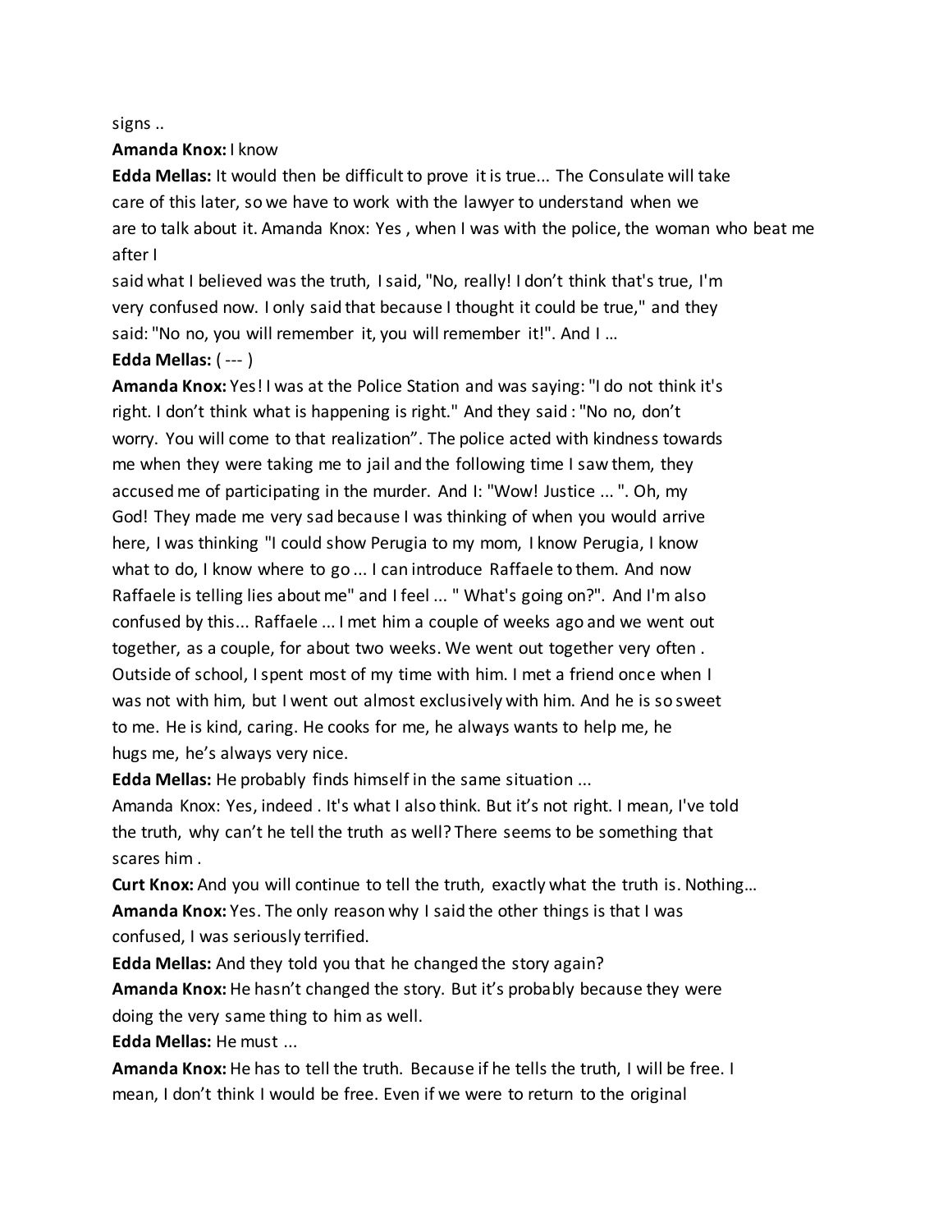signs ..

**Amanda Knox:** I know

**Edda Mellas:** It would then be difficult to prove it is true... The Consulate will take care of this later, so we have to work with the lawyer to understand when we are to talk about it. Amanda Knox: Yes , when I was with the police, the woman who beat me after I said what I believed was the truth, I said, "No, really! I don't think that's true, I'm very confused now. I only said that because I thought it could be true," and they said: "No no, you will remember it, you will remember it!". And I ...

**Edda Mellas:** ( --- )

**Amanda Knox:** Yes! I was at the Police Station and was saying: "I do not think it's right. I don't think what is happening is right." And they said : "No no, don't worry. You will come to that realization". The police acted with kindness towards me when they were taking me to jail and the following time I saw them, they accused me of participating in the murder. And I: "Wow! Justice ... ". Oh, my God! They made me very sad because I was thinking of when you would arrive here, I was thinking "I could show Perugia to my mom, I know Perugia, I know what to do, I know where to go ... I can introduce Raffaele to them. And now Raffaele is telling lies about me" and I feel ... " What's going on?". And I'm also confused by this... Raffaele ... I met him a couple of weeks ago and we went out together, as a couple, for about two weeks. We went out together very often . Outside of school, I spent most of my time with him. I met a friend once when I was not with him, but I went out almost exclusively with him. And he is so sweet to me. He is kind, caring. He cooks for me, he always wants to help me, he hugs me, he's always very nice.

**Edda Mellas:** He probably finds himself in the same situation ...

Amanda Knox: Yes, indeed . It's what I also think. But it's not right. I mean, I've told the truth, why can't he tell the truth as well? There seems to be something that scares him .

**Curt Knox:** And you will continue to tell the truth, exactly what the truth is. Nothing...

**Amanda Knox:** Yes. The only reason why I said the other things is that I was confused, I was seriously terrified.

**Edda Mellas:** And they told you that he changed the story again?

**Amanda Knox:** He hasn't changed the story. But it's probably because they were doing the very same thing to him as well.

**Edda Mellas:** He must ...

**Amanda Knox:** He has to tell the truth. Because if he tells the truth, I will be free. I mean, I don't think I would be free. Even if we were to return to the original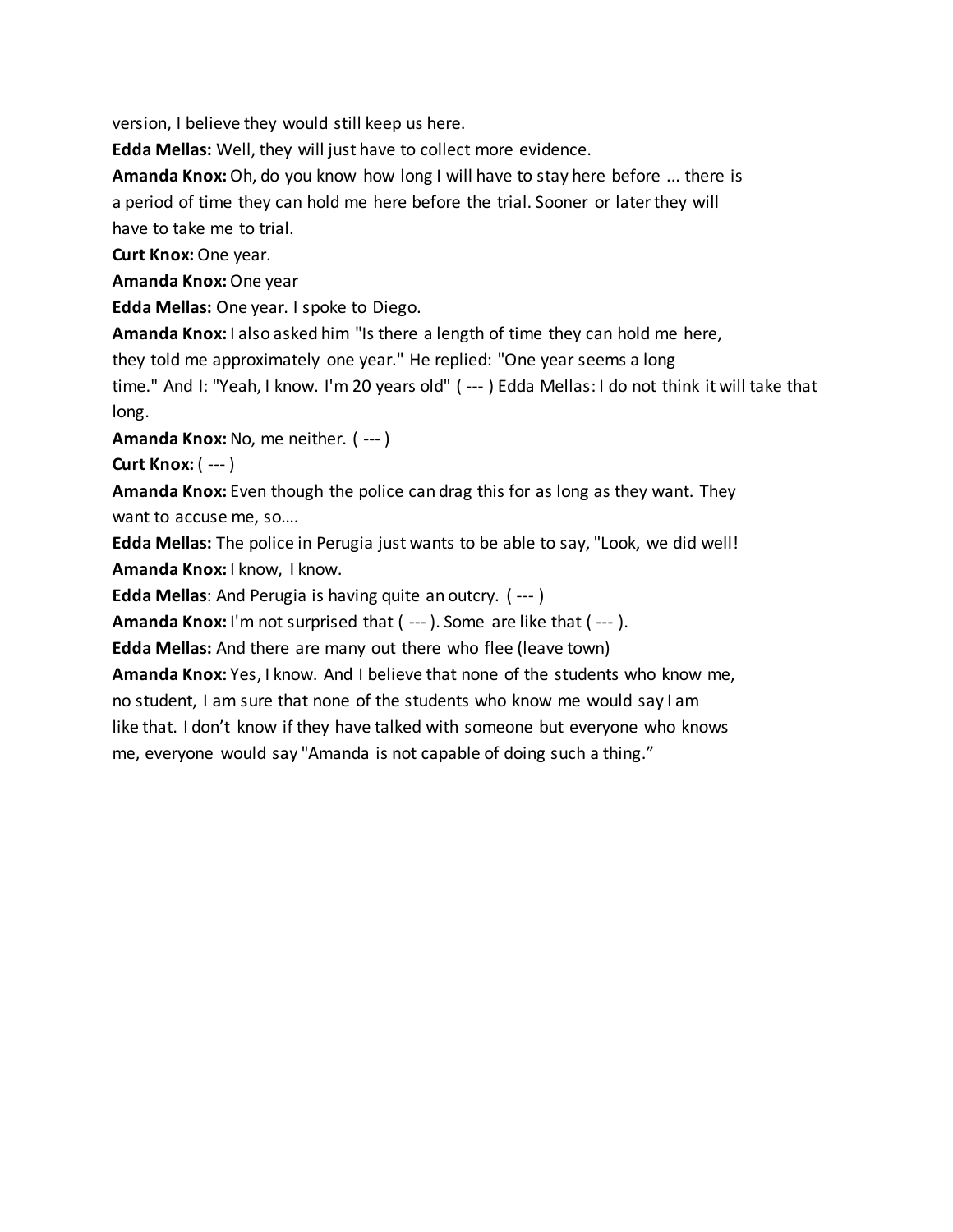version, I believe they would still keep us here.

**Edda Mellas:** Well, they will just have to collect more evidence.

**Amanda Knox:** Oh, do you know how long I will have to stay here before ... there is a period of time they can hold me here before the trial. Sooner or later they will have to take me to trial.

**Curt Knox:** One year.

**Amanda Knox:** One year

**Edda Mellas:** One year. I spoke to Diego.

**Amanda Knox:** I also asked him "Is there a length of time they can hold me here, they told me approximately one year." He replied: "One year seems a long time." And I: "Yeah, I know. I'm 20 years old" ( --- ) Edda Mellas: I do not think it will take that long.

**Amanda Knox:** No, me neither. ( --- )

**Curt Knox:** ( --- )

**Amanda Knox:** Even though the police can drag this for as long as they want. They want to accuse me, so….

**Edda Mellas:** The police in Perugia just wants to be able to say, "Look, we did well!

**Amanda Knox:** I know, I know.

**Edda Mellas**: And Perugia is having quite an outcry. ( --- )

**Amanda Knox:** I'm not surprised that ( --- ). Some are like that ( --- ).

**Edda Mellas:** And there are many out there who flee (leave town)

**Amanda Knox:** Yes, I know. And I believe that none of the students who know me, no student, I am sure that none of the students who know me would say I am like that. I don't know if they have talked with someone but everyone who knows me, everyone would say "Amanda is not capable of doing such a thing."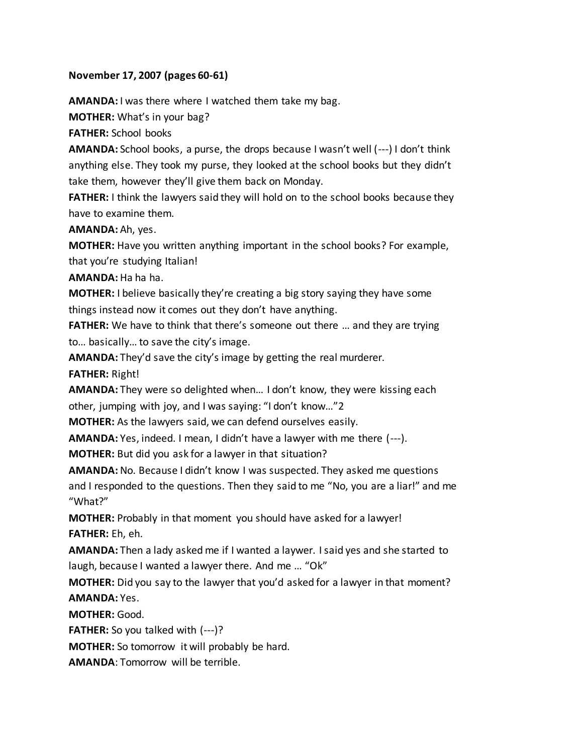**November 17, 2007 (pages 60-61)**

**AMANDA:** I was there where I watched them take my bag.

**MOTHER:** What's in your bag?

**FATHER:** School books

**AMANDA:** School books, a purse, the drops because I wasn't well (---) I don't think anything else. They took my purse, they looked at the school books but they didn't take them, however they'll give them back on Monday.

**FATHER:** I think the lawyers said they will hold on to the school books because they have to examine them.

**AMANDA:** Ah, yes.

**MOTHER:** Have you written anything important in the school books? For example, that you're studying Italian!

**AMANDA:** Ha ha ha.

**MOTHER:** I believe basically they're creating a big story saying they have some things instead now it comes out they don't have anything.

**FATHER:** We have to think that there's someone out there … and they are trying to… basically… to save the city's image.

**AMANDA:** They'd save the city's image by getting the real murderer.

**FATHER:** Right!

**AMANDA:** They were so delighted when… I don't know, they were kissing each other, jumping with joy, and I was saying: "I don't know…"2

**MOTHER:** As the lawyers said, we can defend ourselves easily.

**AMANDA:** Yes, indeed. I mean, I didn't have a lawyer with me there (---).

**MOTHER:** But did you ask for a lawyer in that situation?

**AMANDA:** No. Because I didn't know I was suspected. They asked me questions and I responded to the questions. Then they said to me "No, you are a liar!" and me "What?"

**MOTHER:** Probably in that moment you should have asked for a lawyer!

**FATHER:** Eh, eh.

**AMANDA:** Then a lady asked me if I wanted a laywer. I said yes and she started to laugh, because I wanted a lawyer there. And me … "Ok"

**MOTHER:** Did you say to the lawyer that you'd asked for a lawyer in that moment?

**AMANDA:** Yes.

**MOTHER:** Good.

**FATHER:** So you talked with (---)?

**MOTHER:** So tomorrow it will probably be hard.

**AMANDA**: Tomorrow will be terrible.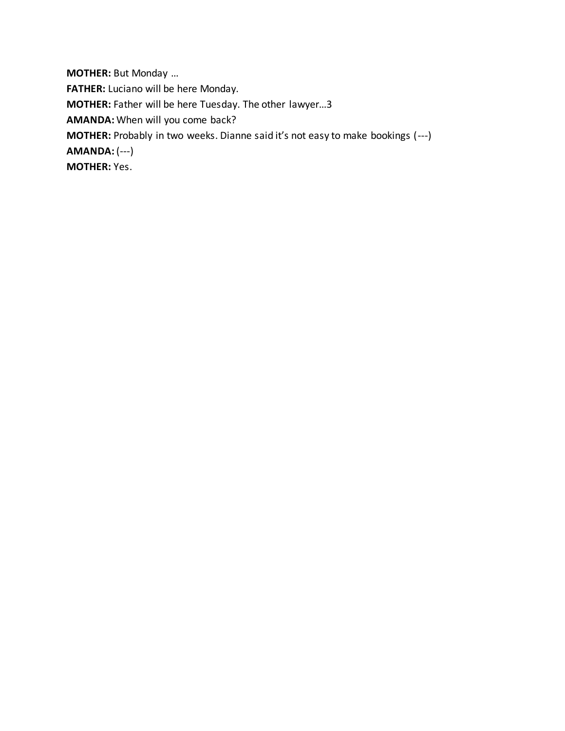**MOTHER:** But Monday …

**FATHER:** Luciano will be here Monday.

**MOTHER:** Father will be here Tuesday. The other lawyer…3

**AMANDA:** When will you come back?

**MOTHER:** Probably in two weeks. Dianne said it's not easy to make bookings (---)

**AMANDA:** (---)

**MOTHER:** Yes.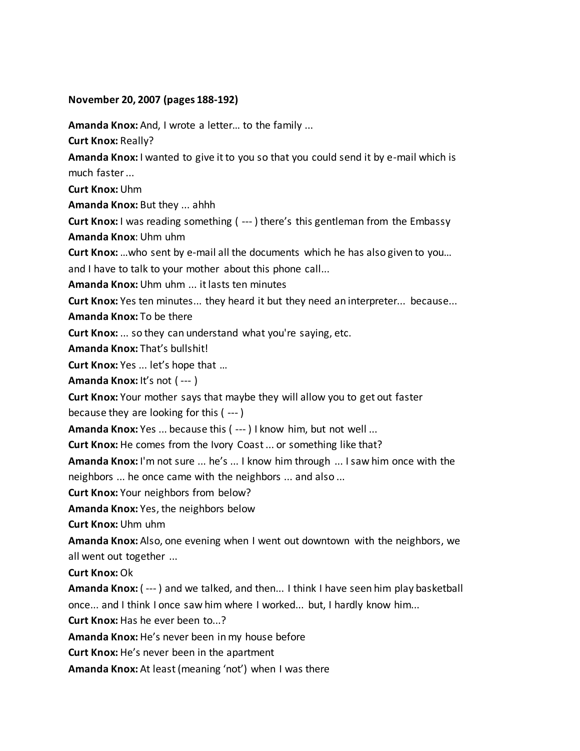**November 20, 2007 (pages 188-192)**

**Amanda Knox:** And, I wrote a letter… to the family ...

**Curt Knox:** Really?

**Amanda Knox:** I wanted to give it to you so that you could send it by e-mail which is much faster ...

**Curt Knox:** Uhm

**Amanda Knox:** But they ... ahhh

**Curt Knox:** I was reading something ( --- ) there's this gentleman from the Embassy

**Amanda Knox**: Uhm uhm

**Curt Knox:** …who sent by e-mail all the documents which he has also given to you… and I have to talk to your mother about this phone call...

**Amanda Knox:** Uhm uhm ... it lasts ten minutes

**Curt Knox:** Yes ten minutes... they heard it but they need an interpreter... because...

**Amanda Knox:** To be there

**Curt Knox:** ... so they can understand what you're saying, etc.

**Amanda Knox:** That's bullshit!

**Curt Knox:** Yes ... let's hope that …

**Amanda Knox:** It's not ( --- )

**Curt Knox:** Your mother says that maybe they will allow you to get out faster because they are looking for this ( --- )

**Amanda Knox:** Yes ... because this ( --- ) I know him, but not well ...

**Curt Knox:** He comes from the Ivory Coast ... or something like that?

**Amanda Knox:** I'm not sure ... he's ... I know him through ... I saw him once with the neighbors ... he once came with the neighbors ... and also ...

**Curt Knox:** Your neighbors from below?

**Amanda Knox:** Yes, the neighbors below

**Curt Knox:** Uhm uhm

**Amanda Knox:** Also, one evening when I went out downtown with the neighbors, we all went out together ...

**Curt Knox:** Ok

**Amanda Knox:** ( --- ) and we talked, and then... I think I have seen him play basketball once... and I think I once saw him where I worked... but, I hardly know him...

**Curt Knox:** Has he ever been to...?

**Amanda Knox:** He's never been in my house before

**Curt Knox:** He's never been in the apartment

**Amanda Knox:** At least (meaning 'not') when I was there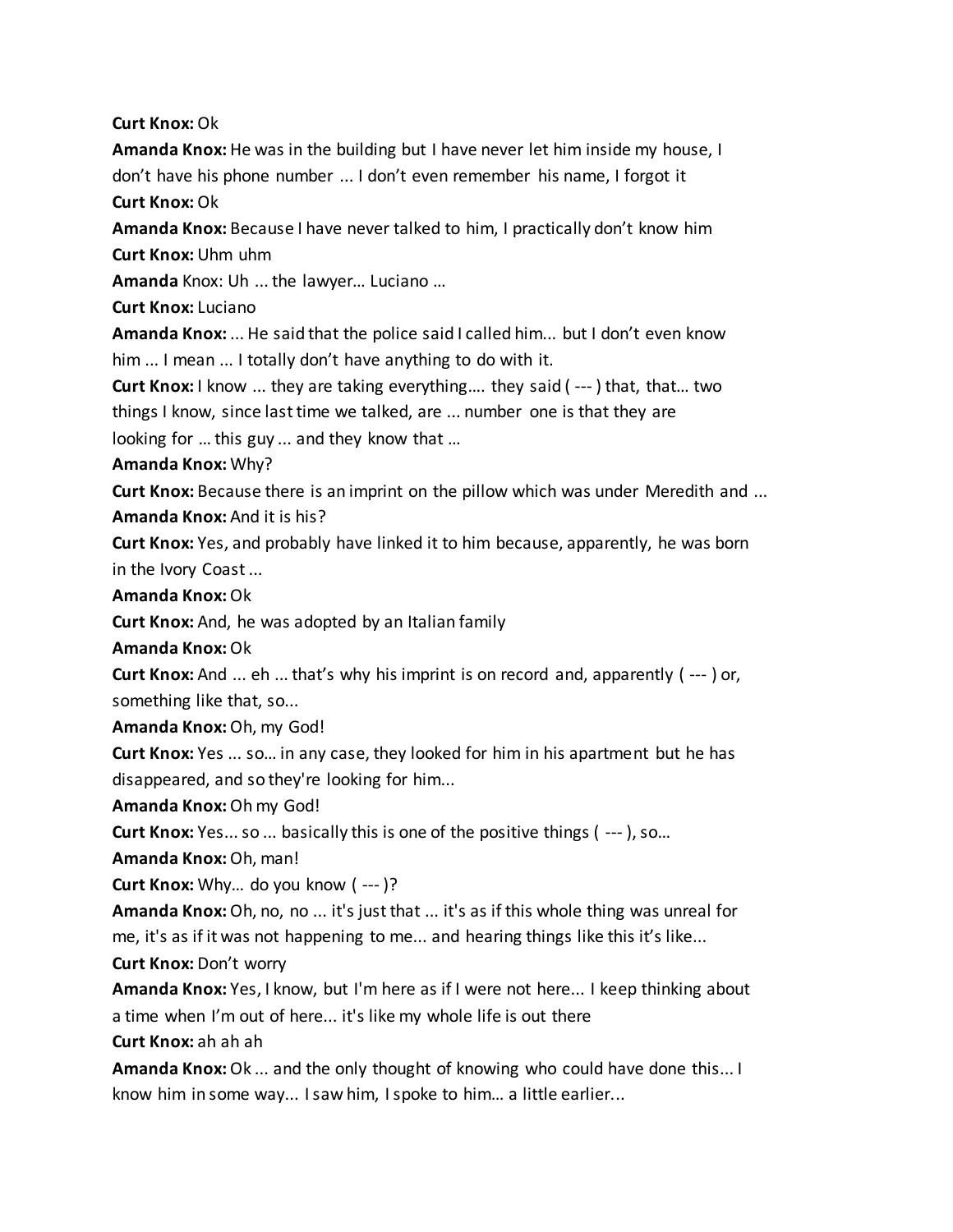**Curt Knox:** Ok

**Amanda Knox:** He was in the building but I have never let him inside my house, I don't have his phone number ... I don't even remember his name, I forgot it

**Curt Knox:** Ok

**Amanda Knox:** Because I have never talked to him, I practically don't know him

**Curt Knox:** Uhm uhm

**Amanda** Knox: Uh ... the lawyer… Luciano …

**Curt Knox:** Luciano

**Amanda Knox:** ... He said that the police said I called him... but I don't even know him ... I mean ... I totally don't have anything to do with it.

**Curt Knox:** I know ... they are taking everything…. they said ( --- ) that, that… two things I know, since last time we talked, are ... number one is that they are looking for … this guy ... and they know that …

**Amanda Knox:** Why?

**Curt Knox:** Because there is an imprint on the pillow which was under Meredith and ...

**Amanda Knox:** And it is his?

**Curt Knox:** Yes, and probably have linked it to him because, apparently, he was born in the Ivory Coast ...

**Amanda Knox:** Ok

**Curt Knox:** And, he was adopted by an Italian family

**Amanda Knox:** Ok

**Curt Knox:** And ... eh ... that's why his imprint is on record and, apparently ( --- ) or, something like that, so...

**Amanda Knox:** Oh, my God!

**Curt Knox:** Yes ... so… in any case, they looked for him in his apartment but he has disappeared, and so they're looking for him...

**Amanda Knox:** Oh my God!

**Curt Knox:** Yes... so ... basically this is one of the positive things ( --- ), so…

**Amanda Knox:** Oh, man!

**Curt Knox:** Why… do you know ( --- )?

**Amanda Knox:** Oh, no, no ... it's just that ... it's as if this whole thing was unreal for me, it's as if it was not happening to me... and hearing things like this it's like...

**Curt Knox:** Don't worry

**Amanda Knox:** Yes, I know, but I'm here as if I were not here... I keep thinking about a time when I'm out of here... it's like my whole life is out there

**Curt Knox:** ah ah ah

**Amanda Knox:** Ok ... and the only thought of knowing who could have done this... I know him in some way... I saw him, I spoke to him… a little earlier...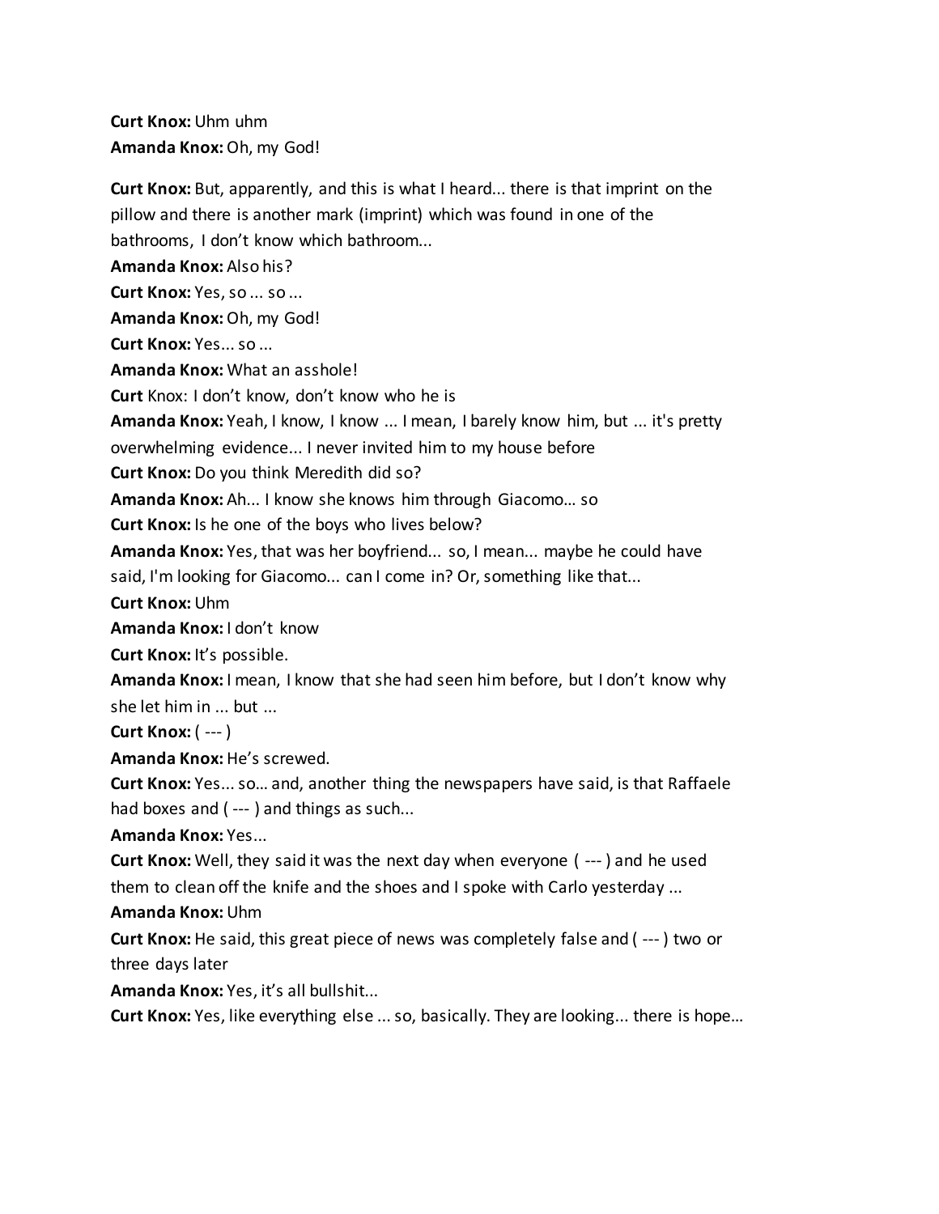**Curt Knox:** Uhm uhm
**Amanda Knox:** Oh, my God!

**Curt Knox:** But, apparently, and this is what I heard... there is that imprint on the pillow and there is another mark (imprint) which was found in one of the bathrooms, I don't know which bathroom...
**Amanda Knox:** Also his?
**Curt Knox:** Yes, so ... so ...
**Amanda Knox:** Oh, my God!
**Curt Knox:** Yes... so ...
**Amanda Knox:** What an asshole!
**Curt** Knox: I don't know, don't know who he is
**Amanda Knox:** Yeah, I know, I know ... I mean, I barely know him, but ... it's pretty overwhelming evidence... I never invited him to my house before
**Curt Knox:** Do you think Meredith did so?
**Amanda Knox:** Ah... I know she knows him through Giacomo… so
**Curt Knox:** Is he one of the boys who lives below?
**Amanda Knox:** Yes, that was her boyfriend... so, I mean... maybe he could have said, I'm looking for Giacomo... can I come in? Or, something like that...
**Curt Knox:** Uhm
**Amanda Knox:** I don't know
**Curt Knox:** It's possible.
**Amanda Knox:** I mean, I know that she had seen him before, but I don't know why she let him in ... but ...
**Curt Knox:** ( --- )
**Amanda Knox:** He's screwed.
**Curt Knox:** Yes... so… and, another thing the newspapers have said, is that Raffaele had boxes and ( --- ) and things as such...
**Amanda Knox:** Yes...
**Curt Knox:** Well, they said it was the next day when everyone ( --- ) and he used them to clean off the knife and the shoes and I spoke with Carlo yesterday ...
**Amanda Knox:** Uhm
**Curt Knox:** He said, this great piece of news was completely false and ( --- ) two or three days later
**Amanda Knox:** Yes, it's all bullshit...
**Curt Knox:** Yes, like everything else ... so, basically. They are looking... there is hope…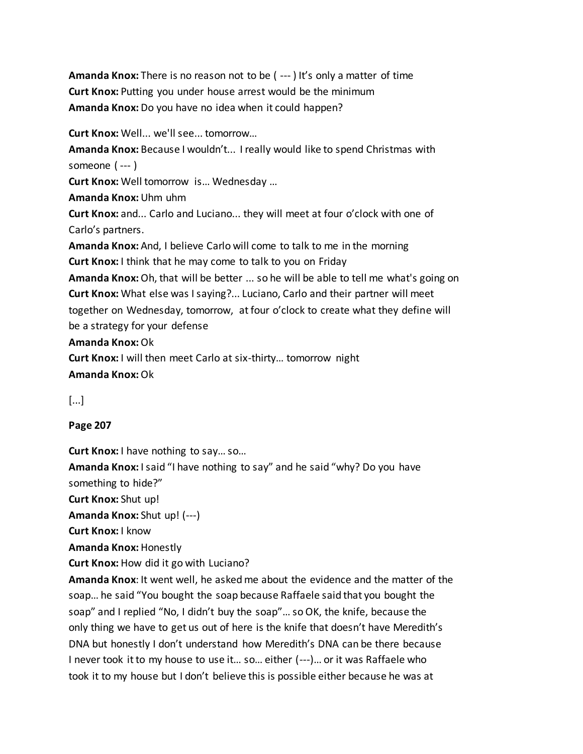**Amanda Knox:** There is no reason not to be ( --- ) It's only a matter of time
**Curt Knox:** Putting you under house arrest would be the minimum
**Amanda Knox:** Do you have no idea when it could happen?

**Curt Knox:** Well... we'll see... tomorrow…
**Amanda Knox:** Because I wouldn't... I really would like to spend Christmas with someone ( --- )
**Curt Knox:** Well tomorrow is… Wednesday …
**Amanda Knox:** Uhm uhm
**Curt Knox:** and... Carlo and Luciano... they will meet at four o'clock with one of Carlo's partners.
**Amanda Knox:** And, I believe Carlo will come to talk to me in the morning
**Curt Knox:** I think that he may come to talk to you on Friday
**Amanda Knox:** Oh, that will be better ... so he will be able to tell me what's going on
**Curt Knox:** What else was I saying?... Luciano, Carlo and their partner will meet together on Wednesday, tomorrow, at four o'clock to create what they define will be a strategy for your defense
**Amanda Knox:** Ok
**Curt Knox:** I will then meet Carlo at six-thirty… tomorrow night
**Amanda Knox:** Ok

[...]

**Page 207**

**Curt Knox:** I have nothing to say… so…
**Amanda Knox:** I said "I have nothing to say" and he said "why? Do you have something to hide?"
**Curt Knox:** Shut up!
**Amanda Knox:** Shut up! (---)
**Curt Knox:** I know
**Amanda Knox:** Honestly
**Curt Knox:** How did it go with Luciano?
**Amanda Knox**: It went well, he asked me about the evidence and the matter of the soap… he said "You bought the soap because Raffaele said that you bought the soap" and I replied "No, I didn't buy the soap"… so OK, the knife, because the only thing we have to get us out of here is the knife that doesn't have Meredith's DNA but honestly I don't understand how Meredith's DNA can be there because I never took it to my house to use it… so… either (---)… or it was Raffaele who took it to my house but I don't believe this is possible either because he was at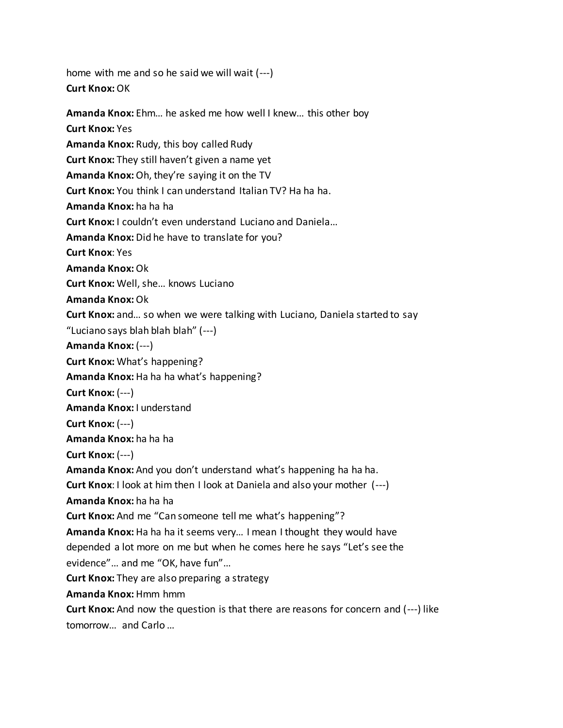home with me and so he said we will wait (---)

**Curt Knox:** OK

**Amanda Knox:** Ehm… he asked me how well I knew… this other boy

**Curt Knox:** Yes

**Amanda Knox:** Rudy, this boy called Rudy

**Curt Knox:** They still haven't given a name yet

**Amanda Knox:** Oh, they're saying it on the TV

**Curt Knox:** You think I can understand Italian TV? Ha ha ha.

**Amanda Knox:** ha ha ha

**Curt Knox:** I couldn't even understand Luciano and Daniela…

**Amanda Knox:** Did he have to translate for you?

**Curt Knox**: Yes

**Amanda Knox:** Ok

**Curt Knox:** Well, she… knows Luciano

**Amanda Knox:** Ok

**Curt Knox:** and… so when we were talking with Luciano, Daniela started to say "Luciano says blah blah blah" (---)

**Amanda Knox:** (---)

**Curt Knox:** What's happening?

**Amanda Knox:** Ha ha ha what's happening?

**Curt Knox:** (---)

**Amanda Knox:** I understand

**Curt Knox:** (---)

**Amanda Knox:** ha ha ha

**Curt Knox:** (---)

**Amanda Knox:** And you don't understand what's happening ha ha ha.

**Curt Knox**: I look at him then I look at Daniela and also your mother (---)

**Amanda Knox:** ha ha ha

**Curt Knox:** And me "Can someone tell me what's happening"?

**Amanda Knox:** Ha ha ha it seems very… I mean I thought they would have depended a lot more on me but when he comes here he says "Let's see the evidence"… and me "OK, have fun"…

**Curt Knox:** They are also preparing a strategy

**Amanda Knox:** Hmm hmm

**Curt Knox:** And now the question is that there are reasons for concern and (---) like tomorrow… and Carlo …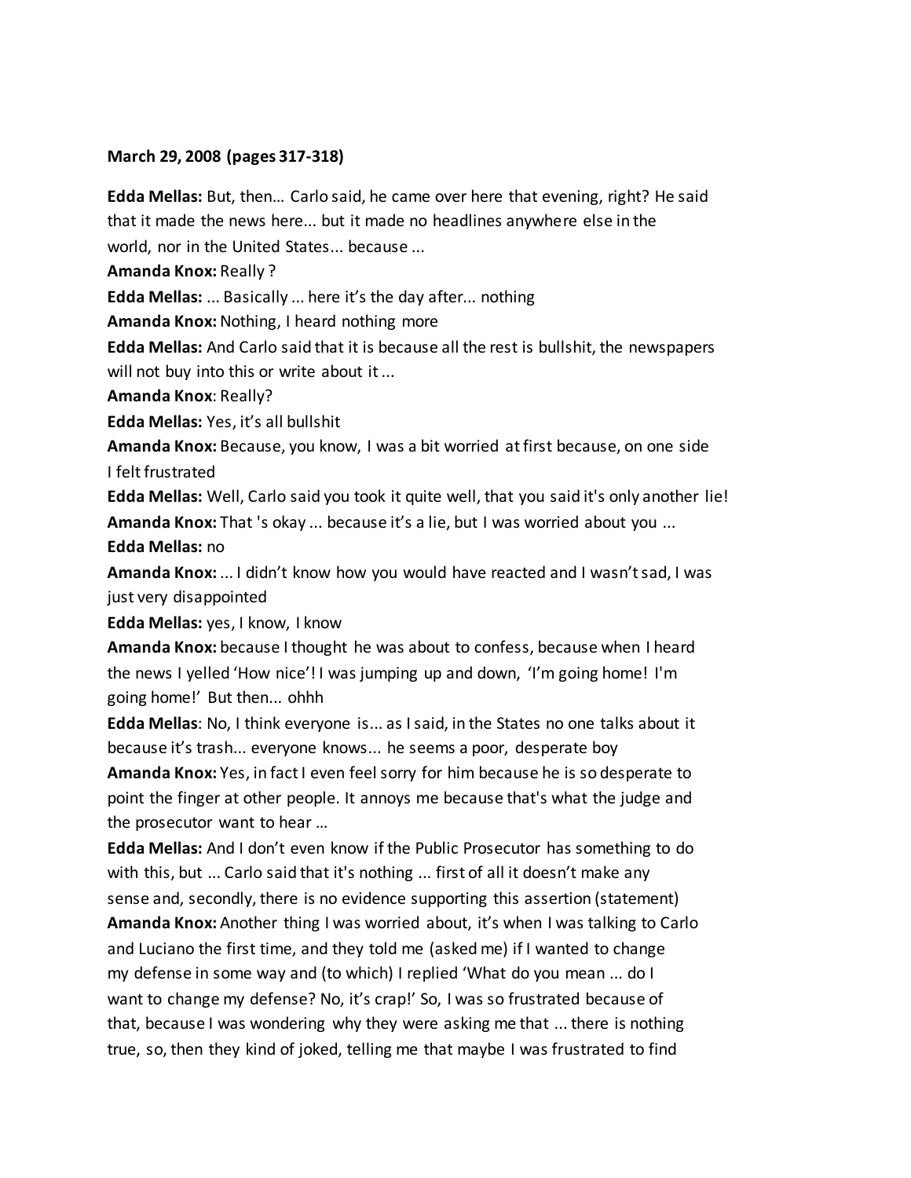**March 29, 2008 (pages 317-318)**

**Edda Mellas:** But, then… Carlo said, he came over here that evening, right? He said that it made the news here... but it made no headlines anywhere else in the world, nor in the United States... because ...

**Amanda Knox:** Really ?

**Edda Mellas:** ... Basically ... here it's the day after... nothing

**Amanda Knox:** Nothing, I heard nothing more

**Edda Mellas:** And Carlo said that it is because all the rest is bullshit, the newspapers will not buy into this or write about it ...

**Amanda Knox**: Really?

**Edda Mellas:** Yes, it's all bullshit

**Amanda Knox:** Because, you know, I was a bit worried at first because, on one side I felt frustrated

**Edda Mellas:** Well, Carlo said you took it quite well, that you said it's only another lie!

**Amanda Knox:** That 's okay ... because it's a lie, but I was worried about you ...

**Edda Mellas:** no

**Amanda Knox:** ... I didn't know how you would have reacted and I wasn't sad, I was just very disappointed

**Edda Mellas:** yes, I know, I know

**Amanda Knox:** because I thought he was about to confess, because when I heard the news I yelled 'How nice'! I was jumping up and down, 'I'm going home! I'm going home!' But then... ohhh

**Edda Mellas**: No, I think everyone is... as I said, in the States no one talks about it because it's trash... everyone knows... he seems a poor, desperate boy

**Amanda Knox:** Yes, in fact I even feel sorry for him because he is so desperate to point the finger at other people. It annoys me because that's what the judge and the prosecutor want to hear …

**Edda Mellas:** And I don't even know if the Public Prosecutor has something to do with this, but ... Carlo said that it's nothing ... first of all it doesn't make any sense and, secondly, there is no evidence supporting this assertion (statement)

**Amanda Knox:** Another thing I was worried about, it's when I was talking to Carlo and Luciano the first time, and they told me (asked me) if I wanted to change my defense in some way and (to which) I replied 'What do you mean ... do I want to change my defense? No, it's crap!' So, I was so frustrated because of that, because I was wondering why they were asking me that ... there is nothing true, so, then they kind of joked, telling me that maybe I was frustrated to find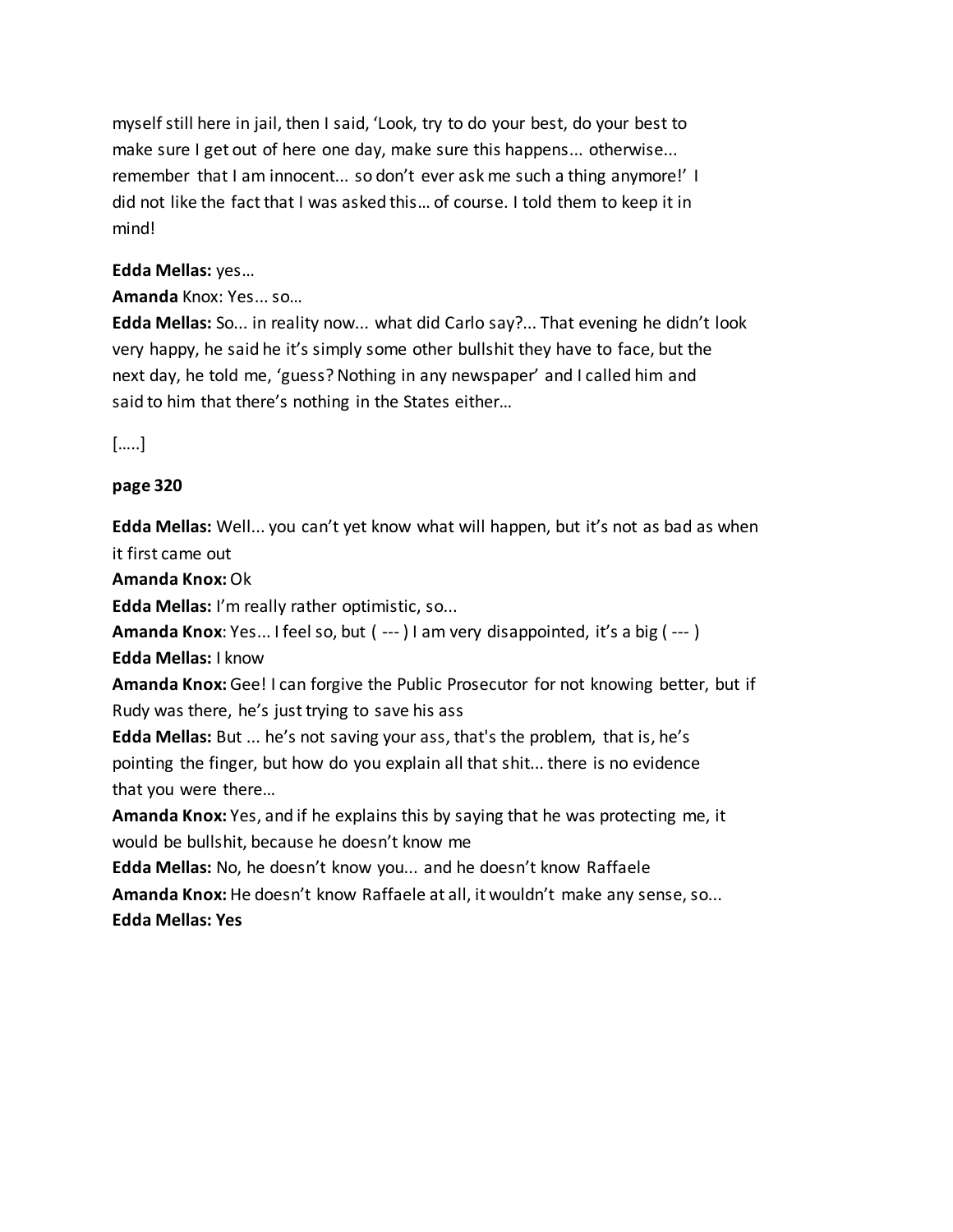myself still here in jail, then I said, 'Look, try to do your best, do your best to make sure I get out of here one day, make sure this happens... otherwise... remember that I am innocent... so don't ever ask me such a thing anymore!' I did not like the fact that I was asked this… of course. I told them to keep it in mind!

**Edda Mellas:** yes…
**Amanda** Knox: Yes... so…
**Edda Mellas:** So... in reality now... what did Carlo say?... That evening he didn't look very happy, he said he it's simply some other bullshit they have to face, but the next day, he told me, 'guess? Nothing in any newspaper' and I called him and said to him that there's nothing in the States either…

[…..]

**page 320**

**Edda Mellas:** Well... you can't yet know what will happen, but it's not as bad as when it first came out
**Amanda Knox:** Ok
**Edda Mellas:** I'm really rather optimistic, so...
**Amanda Knox**: Yes... I feel so, but ( --- ) I am very disappointed, it's a big ( --- )
**Edda Mellas:** I know
**Amanda Knox:** Gee! I can forgive the Public Prosecutor for not knowing better, but if Rudy was there, he's just trying to save his ass
**Edda Mellas:** But ... he's not saving your ass, that's the problem, that is, he's pointing the finger, but how do you explain all that shit... there is no evidence that you were there…
**Amanda Knox:** Yes, and if he explains this by saying that he was protecting me, it would be bullshit, because he doesn't know me
**Edda Mellas:** No, he doesn't know you... and he doesn't know Raffaele
**Amanda Knox:** He doesn't know Raffaele at all, it wouldn't make any sense, so...
**Edda Mellas: Yes**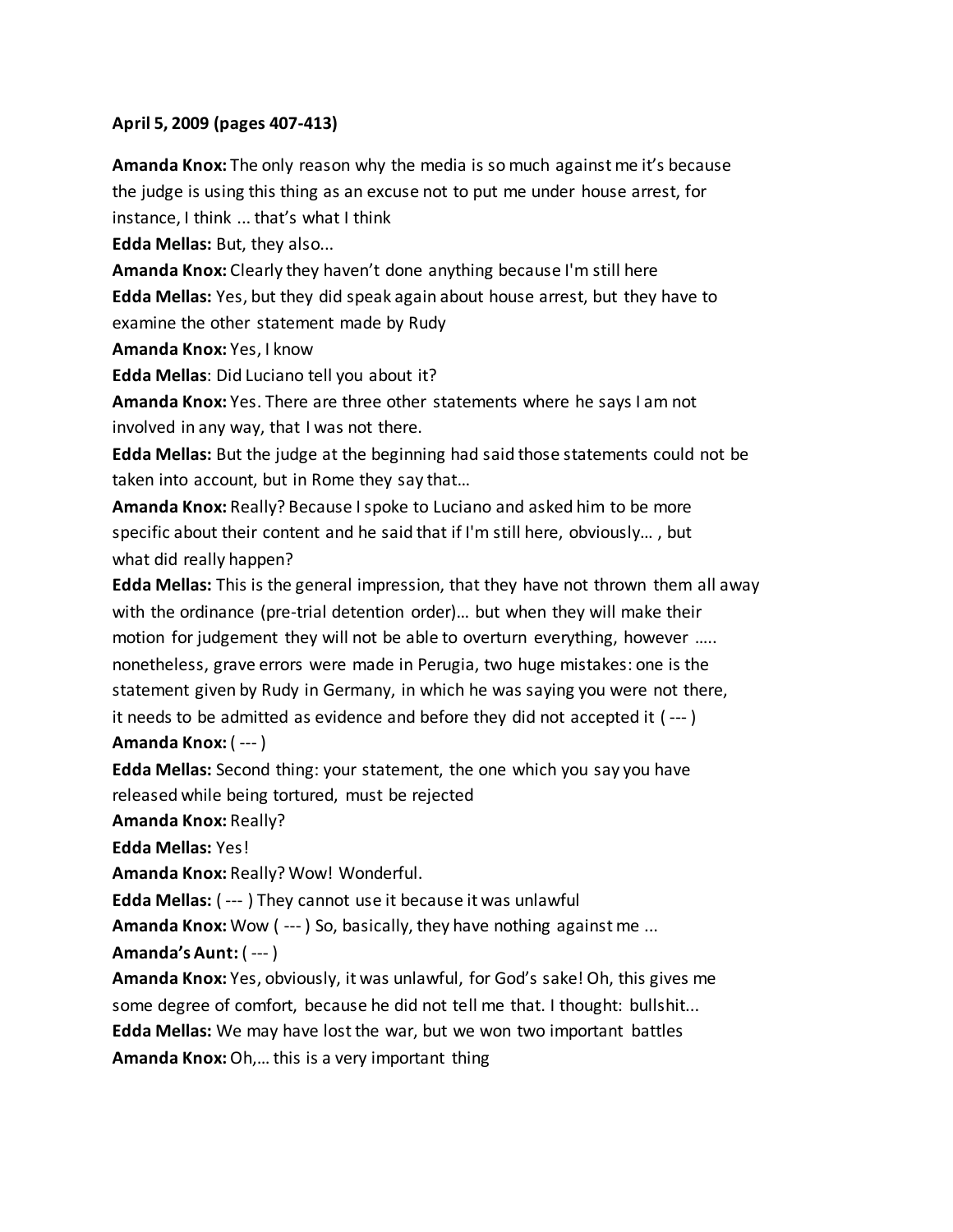**April 5, 2009 (pages 407-413)**

**Amanda Knox:** The only reason why the media is so much against me it's because the judge is using this thing as an excuse not to put me under house arrest, for instance, I think ... that's what I think

**Edda Mellas:** But, they also...

**Amanda Knox:** Clearly they haven't done anything because I'm still here

**Edda Mellas:** Yes, but they did speak again about house arrest, but they have to examine the other statement made by Rudy

**Amanda Knox:** Yes, I know

**Edda Mellas**: Did Luciano tell you about it?

**Amanda Knox:** Yes. There are three other statements where he says I am not involved in any way, that I was not there.

**Edda Mellas:** But the judge at the beginning had said those statements could not be taken into account, but in Rome they say that…

**Amanda Knox:** Really? Because I spoke to Luciano and asked him to be more specific about their content and he said that if I'm still here, obviously… , but what did really happen?

**Edda Mellas:** This is the general impression, that they have not thrown them all away with the ordinance (pre-trial detention order)… but when they will make their motion for judgement they will not be able to overturn everything, however ….. nonetheless, grave errors were made in Perugia, two huge mistakes: one is the statement given by Rudy in Germany, in which he was saying you were not there, it needs to be admitted as evidence and before they did not accepted it ( --- )

**Amanda Knox:** ( --- )

**Edda Mellas:** Second thing: your statement, the one which you say you have released while being tortured, must be rejected

**Amanda Knox:** Really?

**Edda Mellas:** Yes!

**Amanda Knox:** Really? Wow! Wonderful.

**Edda Mellas:** ( --- ) They cannot use it because it was unlawful

**Amanda Knox:** Wow ( --- ) So, basically, they have nothing against me ...

**Amanda's Aunt:** ( --- )

**Amanda Knox:** Yes, obviously, it was unlawful, for God's sake! Oh, this gives me some degree of comfort, because he did not tell me that. I thought: bullshit...

**Edda Mellas:** We may have lost the war, but we won two important battles

**Amanda Knox:** Oh,… this is a very important thing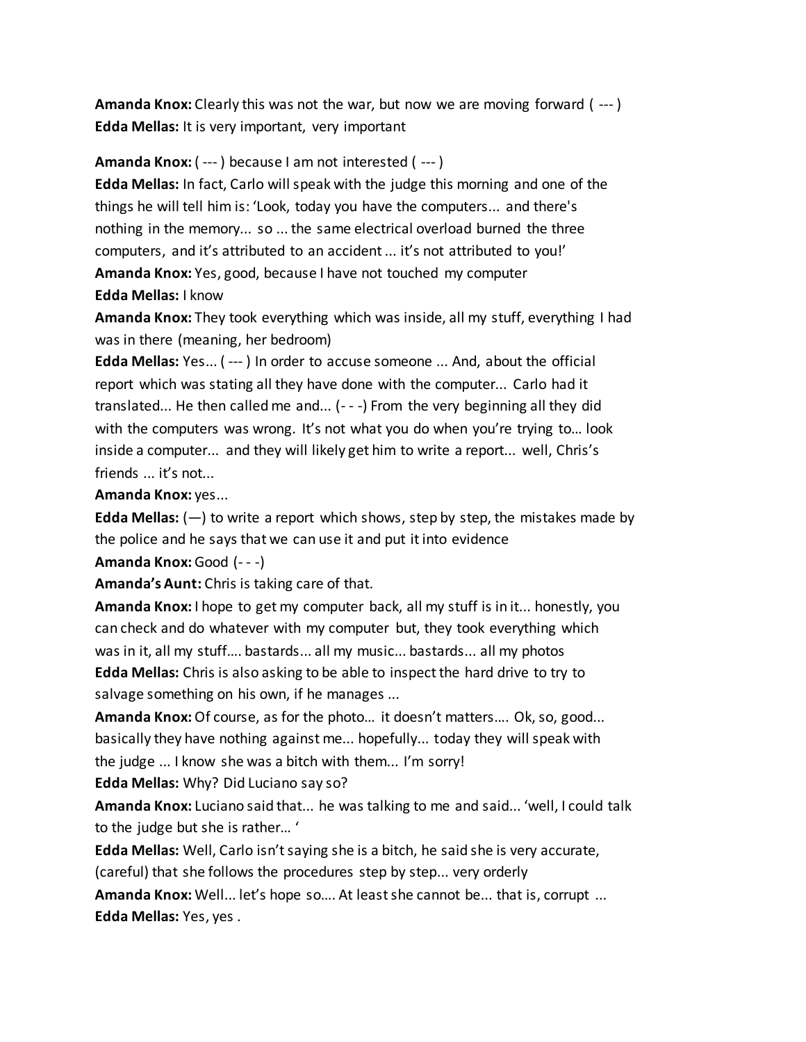**Amanda Knox:** Clearly this was not the war, but now we are moving forward ( --- )
**Edda Mellas:** It is very important, very important

**Amanda Knox:** ( --- ) because I am not interested ( --- )
**Edda Mellas:** In fact, Carlo will speak with the judge this morning and one of the things he will tell him is: 'Look, today you have the computers... and there's nothing in the memory... so ... the same electrical overload burned the three computers, and it's attributed to an accident ... it's not attributed to you!'
**Amanda Knox:** Yes, good, because I have not touched my computer
**Edda Mellas:** I know
**Amanda Knox:** They took everything which was inside, all my stuff, everything I had was in there (meaning, her bedroom)
**Edda Mellas:** Yes... ( --- ) In order to accuse someone ... And, about the official report which was stating all they have done with the computer... Carlo had it translated... He then called me and... (- - -) From the very beginning all they did with the computers was wrong. It's not what you do when you're trying to… look inside a computer... and they will likely get him to write a report... well, Chris's friends ... it's not...
**Amanda Knox:** yes...
**Edda Mellas:** (—) to write a report which shows, step by step, the mistakes made by the police and he says that we can use it and put it into evidence
**Amanda Knox:** Good (- - -)
**Amanda's Aunt:** Chris is taking care of that.
**Amanda Knox:** I hope to get my computer back, all my stuff is in it... honestly, you can check and do whatever with my computer but, they took everything which was in it, all my stuff…. bastards... all my music... bastards... all my photos
**Edda Mellas:** Chris is also asking to be able to inspect the hard drive to try to salvage something on his own, if he manages ...
**Amanda Knox:** Of course, as for the photo… it doesn't matters…. Ok, so, good... basically they have nothing against me... hopefully... today they will speak with the judge ... I know she was a bitch with them... I'm sorry!
**Edda Mellas:** Why? Did Luciano say so?
**Amanda Knox:** Luciano said that... he was talking to me and said... 'well, I could talk to the judge but she is rather… '
**Edda Mellas:** Well, Carlo isn't saying she is a bitch, he said she is very accurate, (careful) that she follows the procedures step by step... very orderly
**Amanda Knox:** Well... let's hope so…. At least she cannot be... that is, corrupt ...
**Edda Mellas:** Yes, yes .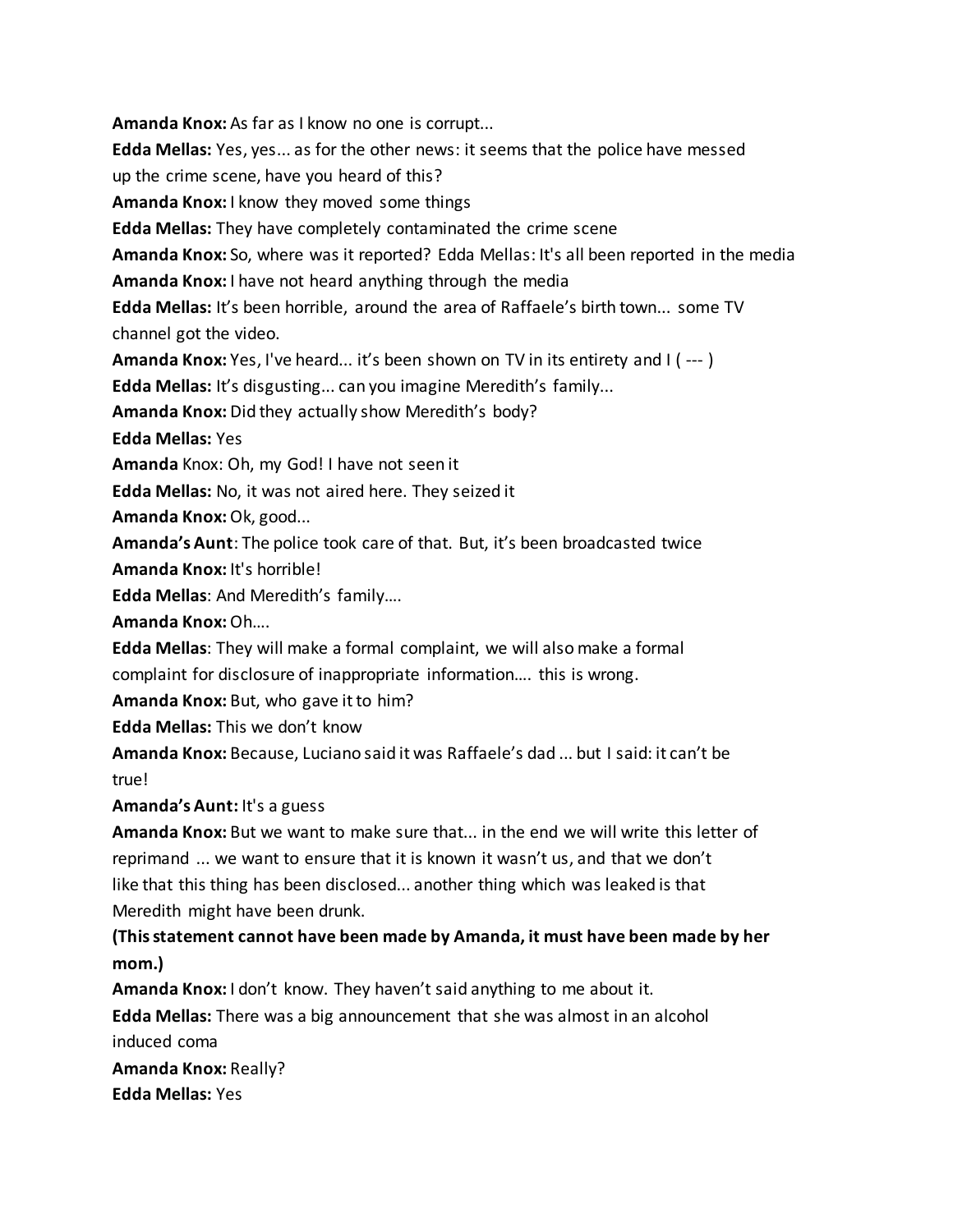**Amanda Knox:** As far as I know no one is corrupt...

**Edda Mellas:** Yes, yes... as for the other news: it seems that the police have messed up the crime scene, have you heard of this?

**Amanda Knox:** I know they moved some things

**Edda Mellas:** They have completely contaminated the crime scene

**Amanda Knox:** So, where was it reported? Edda Mellas: It's all been reported in the media

**Amanda Knox:** I have not heard anything through the media

**Edda Mellas:** It's been horrible, around the area of Raffaele's birth town... some TV channel got the video.

**Amanda Knox:** Yes, I've heard... it's been shown on TV in its entirety and I ( --- )

**Edda Mellas:** It's disgusting... can you imagine Meredith's family...

**Amanda Knox:** Did they actually show Meredith's body?

**Edda Mellas:** Yes

**Amanda** Knox: Oh, my God! I have not seen it

**Edda Mellas:** No, it was not aired here. They seized it

**Amanda Knox:** Ok, good...

**Amanda's Aunt**: The police took care of that. But, it's been broadcasted twice

**Amanda Knox:** It's horrible!

**Edda Mellas**: And Meredith's family….

**Amanda Knox:** Oh….

**Edda Mellas**: They will make a formal complaint, we will also make a formal complaint for disclosure of inappropriate information…. this is wrong.

**Amanda Knox:** But, who gave it to him?

**Edda Mellas:** This we don't know

**Amanda Knox:** Because, Luciano said it was Raffaele's dad ... but I said: it can't be true!

**Amanda's Aunt:** It's a guess

**Amanda Knox:** But we want to make sure that... in the end we will write this letter of reprimand ... we want to ensure that it is known it wasn't us, and that we don't like that this thing has been disclosed... another thing which was leaked is that Meredith might have been drunk.

**(This statement cannot have been made by Amanda, it must have been made by her mom.)**

**Amanda Knox:** I don't know. They haven't said anything to me about it.

**Edda Mellas:** There was a big announcement that she was almost in an alcohol induced coma

**Amanda Knox:** Really?

**Edda Mellas:** Yes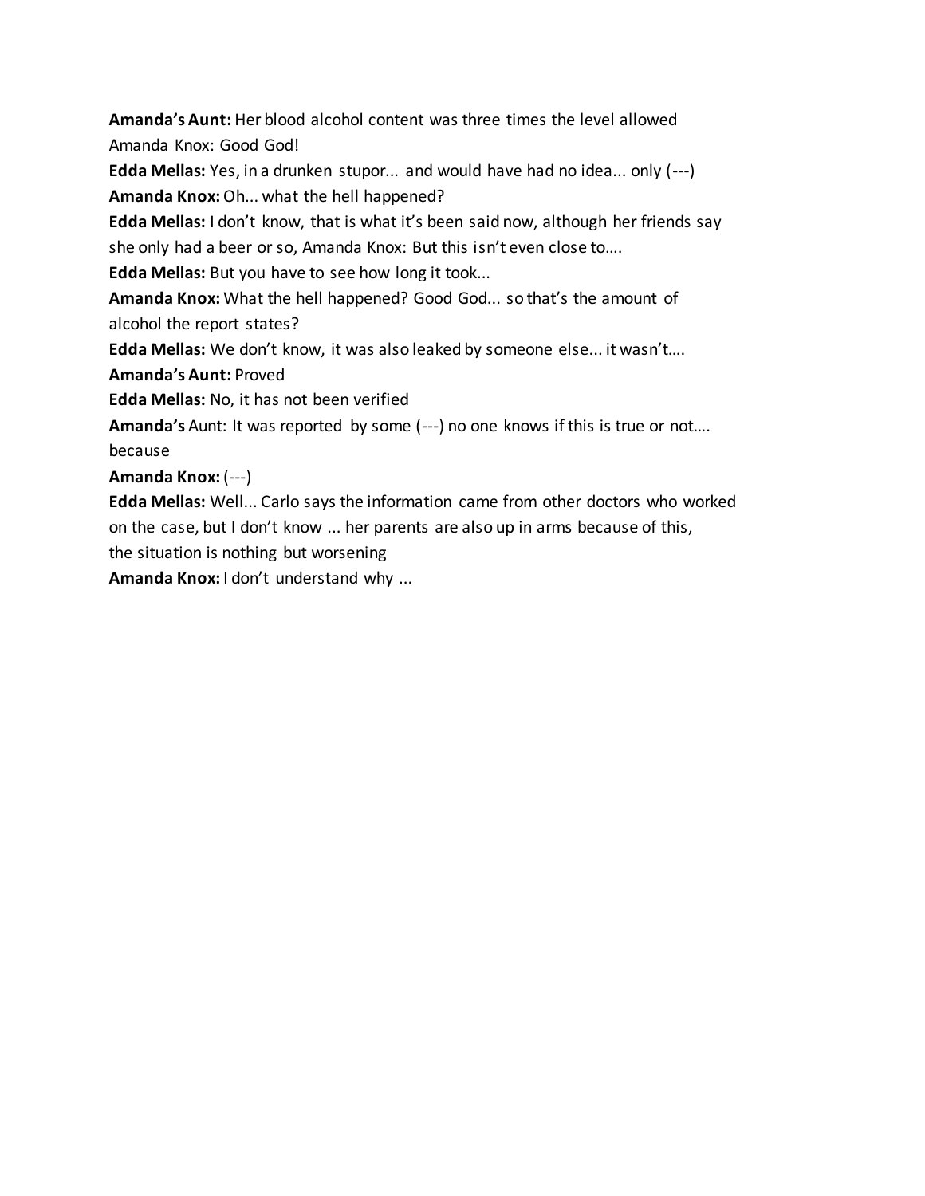**Amanda's Aunt:** Her blood alcohol content was three times the level allowed
Amanda Knox: Good God!

**Edda Mellas:** Yes, in a drunken stupor... and would have had no idea... only (---)

**Amanda Knox:** Oh... what the hell happened?

**Edda Mellas:** I don't know, that is what it's been said now, although her friends say she only had a beer or so, Amanda Knox: But this isn't even close to….

**Edda Mellas:** But you have to see how long it took...

**Amanda Knox:** What the hell happened? Good God... so that's the amount of alcohol the report states?

**Edda Mellas:** We don't know, it was also leaked by someone else... it wasn't….

**Amanda's Aunt:** Proved

**Edda Mellas:** No, it has not been verified

**Amanda's** Aunt: It was reported by some (---) no one knows if this is true or not…. because

**Amanda Knox:** (---)

**Edda Mellas:** Well... Carlo says the information came from other doctors who worked on the case, but I don't know ... her parents are also up in arms because of this, the situation is nothing but worsening

**Amanda Knox:** I don't understand why ...